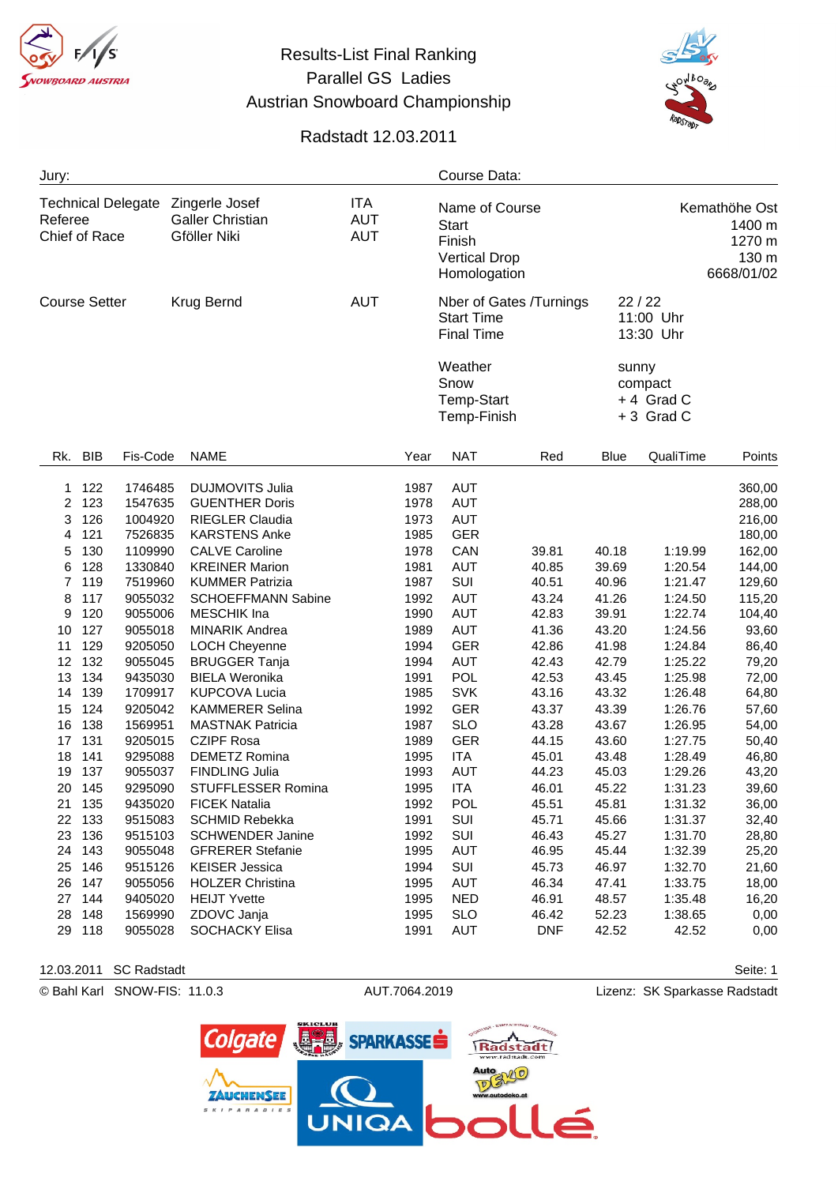# Results-List Final Ranking
## Parallel GS Ladies
## Austrian Snowboard Championship

Radstadt 12.03.2011

**Jury:**

| | | |
|---|---|---|
| Technical Delegate | Zingerle Josef | ITA |
| Referee | Galler Christian | AUT |
| Chief of Race | Gföller Niki | AUT |
| Course Setter | Krug Bernd | AUT |

**Course Data:**

| | |
|---|---|
| Name of Course | Kemathöhe Ost |
| Start | 1400 m |
| Finish | 1270 m |
| Vertical Drop | 130 m |
| Homologation | 6668/01/02 |
| Nber of Gates /Turnings | 22 / 22 |
| Start Time | 11:00 Uhr |
| Final Time | 13:30 Uhr |
| Weather | sunny |
| Snow | compact |
| Temp-Start | + 4 Grad C |
| Temp-Finish | + 3 Grad C |

| Rk. | BIB | Fis-Code | NAME | Year | NAT | Red | Blue | QualiTime | Points |
|---|---|---|---|---|---|---|---|---|---|
| 1 | 122 | 1746485 | DUJMOVITS Julia | 1987 | AUT | | | | 360,00 |
| 2 | 123 | 1547635 | GUENTHER Doris | 1978 | AUT | | | | 288,00 |
| 3 | 126 | 1004920 | RIEGLER Claudia | 1973 | AUT | | | | 216,00 |
| 4 | 121 | 7526835 | KARSTENS Anke | 1985 | GER | | | | 180,00 |
| 5 | 130 | 1109990 | CALVE Caroline | 1978 | CAN | 39.81 | 40.18 | 1:19.99 | 162,00 |
| 6 | 128 | 1330840 | KREINER Marion | 1981 | AUT | 40.85 | 39.69 | 1:20.54 | 144,00 |
| 7 | 119 | 7519960 | KUMMER Patrizia | 1987 | SUI | 40.51 | 40.96 | 1:21.47 | 129,60 |
| 8 | 117 | 9055032 | SCHOEFFMANN Sabine | 1992 | AUT | 43.24 | 41.26 | 1:24.50 | 115,20 |
| 9 | 120 | 9055006 | MESCHIK Ina | 1990 | AUT | 42.83 | 39.91 | 1:22.74 | 104,40 |
| 10 | 127 | 9055018 | MINARIK Andrea | 1989 | AUT | 41.36 | 43.20 | 1:24.56 | 93,60 |
| 11 | 129 | 9205050 | LOCH Cheyenne | 1994 | GER | 42.86 | 41.98 | 1:24.84 | 86,40 |
| 12 | 132 | 9055045 | BRUGGER Tanja | 1994 | AUT | 42.43 | 42.79 | 1:25.22 | 79,20 |
| 13 | 134 | 9435030 | BIELA Weronika | 1991 | POL | 42.53 | 43.45 | 1:25.98 | 72,00 |
| 14 | 139 | 1709917 | KUPCOVA Lucia | 1985 | SVK | 43.16 | 43.32 | 1:26.48 | 64,80 |
| 15 | 124 | 9205042 | KAMMERER Selina | 1992 | GER | 43.37 | 43.39 | 1:26.76 | 57,60 |
| 16 | 138 | 1569951 | MASTNAK Patricia | 1987 | SLO | 43.28 | 43.67 | 1:26.95 | 54,00 |
| 17 | 131 | 9205015 | CZIPF Rosa | 1989 | GER | 44.15 | 43.60 | 1:27.75 | 50,40 |
| 18 | 141 | 9295088 | DEMETZ Romina | 1995 | ITA | 45.01 | 43.48 | 1:28.49 | 46,80 |
| 19 | 137 | 9055037 | FINDLING Julia | 1993 | AUT | 44.23 | 45.03 | 1:29.26 | 43,20 |
| 20 | 145 | 9295090 | STUFFLESSER Romina | 1995 | ITA | 46.01 | 45.22 | 1:31.23 | 39,60 |
| 21 | 135 | 9435020 | FICEK Natalia | 1992 | POL | 45.51 | 45.81 | 1:31.32 | 36,00 |
| 22 | 133 | 9515083 | SCHMID Rebekka | 1991 | SUI | 45.71 | 45.66 | 1:31.37 | 32,40 |
| 23 | 136 | 9515103 | SCHWENDER Janine | 1992 | SUI | 46.43 | 45.27 | 1:31.70 | 28,80 |
| 24 | 143 | 9055048 | GFRERER Stefanie | 1995 | AUT | 46.95 | 45.44 | 1:32.39 | 25,20 |
| 25 | 146 | 9515126 | KEISER Jessica | 1994 | SUI | 45.73 | 46.97 | 1:32.70 | 21,60 |
| 26 | 147 | 9055056 | HOLZER Christina | 1995 | AUT | 46.34 | 47.41 | 1:33.75 | 18,00 |
| 27 | 144 | 9405020 | HEIJT Yvette | 1995 | NED | 46.91 | 48.57 | 1:35.48 | 16,20 |
| 28 | 148 | 1569990 | ZDOVC Janja | 1995 | SLO | 46.42 | 52.23 | 1:38.65 | 0,00 |
| 29 | 118 | 9055028 | SOCHACKY Elisa | 1991 | AUT | DNF | 42.52 | 42.52 | 0,00 |

12.03.2011 SC Radstadt

© Bahl Karl SNOW-FIS: 11.0.3 AUT.7064.2019 Lizenz: SK Sparkasse Radstadt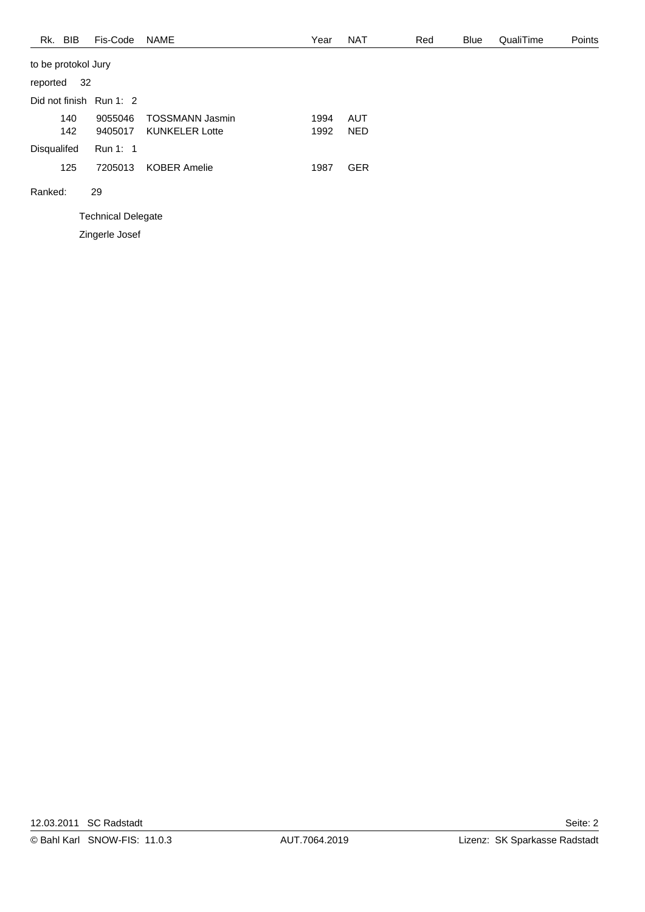| Rk. | BIB | Fis-Code | NAME | Year | NAT | Red | Blue | QualiTime | Points |
|---|---|---|---|---|---|---|---|---|---|
| to be protokol Jury | | | | | | | | | |
| reported | 32 | | | | | | | | |
| Did not finish | | Run 1: 2 | | | | | | | |
| | 140 | 9055046 | TOSSMANN Jasmin | 1994 | AUT | | | | |
| | 142 | 9405017 | KUNKELER Lotte | 1992 | NED | | | | |
| Disqualifed | | Run 1: 1 | | | | | | | |
| | 125 | 7205013 | KOBER Amelie | 1987 | GER | | | | |
| Ranked: | | 29 | | | | | | | |

Technical Delegate

Zingerle Josef

12.03.2011 SC Radstadt

© Bahl Karl SNOW-FIS: 11.0.3 AUT.7064.2019 Lizenz: SK Sparkasse Radstadt